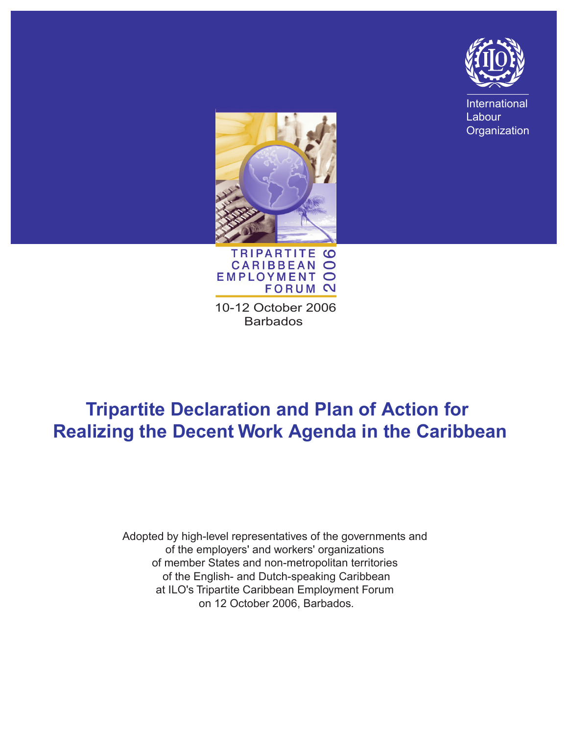International Labour Organization

TRIPARTITE CARIBBEAN EMPLOYMENT FORUM 2006

10-12 October 2006
Barbados

# Tripartite Declaration and Plan of Action for Realizing the Decent Work Agenda in the Caribbean

Adopted by high-level representatives of the governments and of the employers' and workers' organizations of member States and non-metropolitan territories of the English- and Dutch-speaking Caribbean at ILO's Tripartite Caribbean Employment Forum on 12 October 2006, Barbados.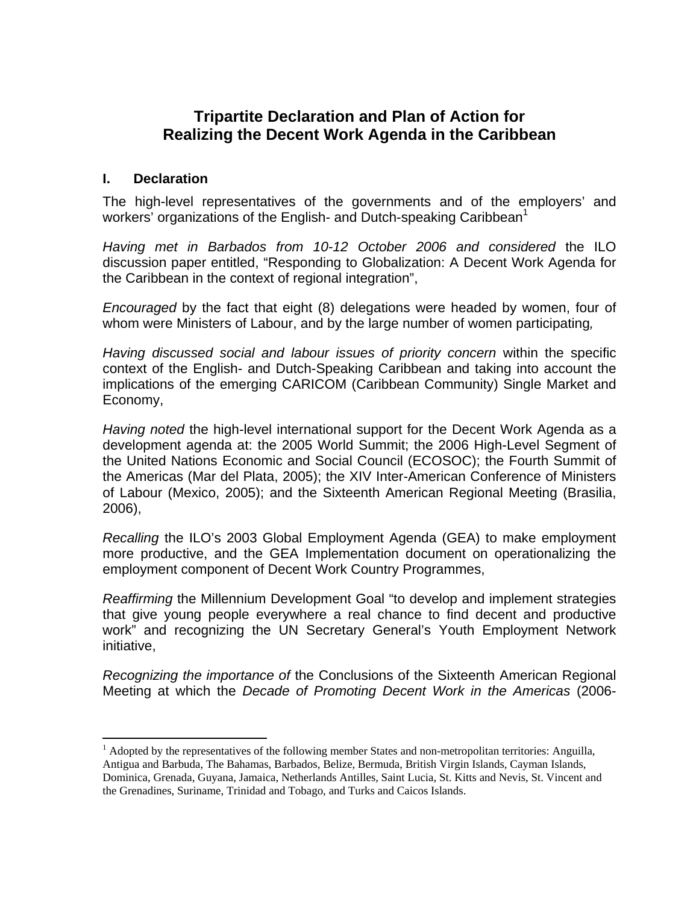# Tripartite Declaration and Plan of Action for Realizing the Decent Work Agenda in the Caribbean

## I. Declaration

The high-level representatives of the governments and of the employers' and workers' organizations of the English- and Dutch-speaking Caribbean[1]

*Having met in Barbados from 10-12 October 2006 and considered* the ILO discussion paper entitled, "Responding to Globalization: A Decent Work Agenda for the Caribbean in the context of regional integration",

*Encouraged* by the fact that eight (8) delegations were headed by women, four of whom were Ministers of Labour, and by the large number of women participating*,*

*Having discussed social and labour issues of priority concern* within the specific context of the English- and Dutch-Speaking Caribbean and taking into account the implications of the emerging CARICOM (Caribbean Community) Single Market and Economy,

*Having noted* the high-level international support for the Decent Work Agenda as a development agenda at: the 2005 World Summit; the 2006 High-Level Segment of the United Nations Economic and Social Council (ECOSOC); the Fourth Summit of the Americas (Mar del Plata, 2005); the XIV Inter-American Conference of Ministers of Labour (Mexico, 2005); and the Sixteenth American Regional Meeting (Brasilia, 2006),

*Recalling* the ILO's 2003 Global Employment Agenda (GEA) to make employment more productive, and the GEA Implementation document on operationalizing the employment component of Decent Work Country Programmes,

*Reaffirming* the Millennium Development Goal "to develop and implement strategies that give young people everywhere a real chance to find decent and productive work" and recognizing the UN Secretary General's Youth Employment Network initiative,

*Recognizing the importance of* the Conclusions of the Sixteenth American Regional Meeting at which the *Decade of Promoting Decent Work in the Americas* (2006-

---

[1] Adopted by the representatives of the following member States and non-metropolitan territories: Anguilla, Antigua and Barbuda, The Bahamas, Barbados, Belize, Bermuda, British Virgin Islands, Cayman Islands, Dominica, Grenada, Guyana, Jamaica, Netherlands Antilles, Saint Lucia, St. Kitts and Nevis, St. Vincent and the Grenadines, Suriname, Trinidad and Tobago, and Turks and Caicos Islands.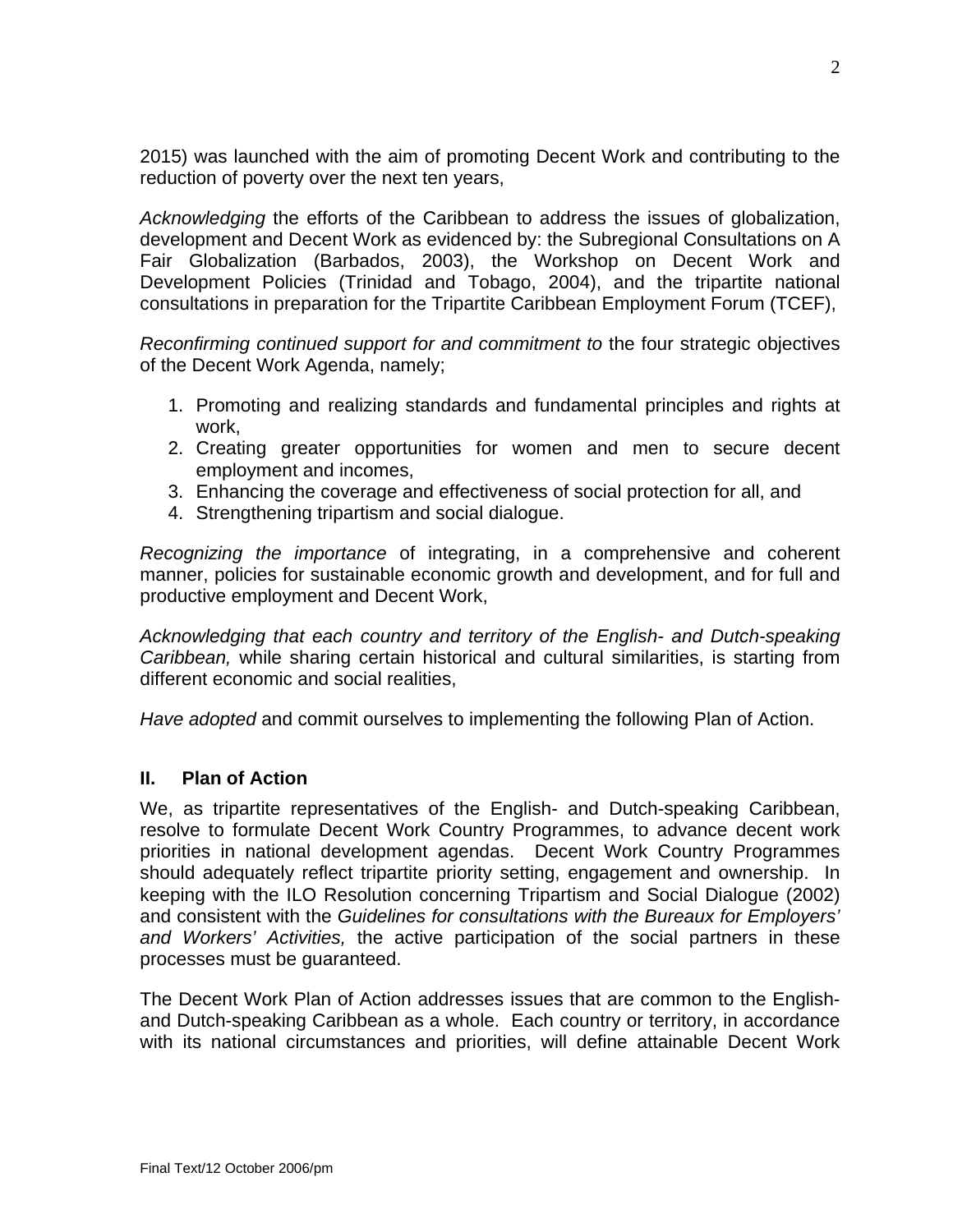2015) was launched with the aim of promoting Decent Work and contributing to the reduction of poverty over the next ten years,

*Acknowledging* the efforts of the Caribbean to address the issues of globalization, development and Decent Work as evidenced by: the Subregional Consultations on A Fair Globalization (Barbados, 2003), the Workshop on Decent Work and Development Policies (Trinidad and Tobago, 2004), and the tripartite national consultations in preparation for the Tripartite Caribbean Employment Forum (TCEF),

*Reconfirming continued support for and commitment to* the four strategic objectives of the Decent Work Agenda, namely;

1. Promoting and realizing standards and fundamental principles and rights at work,
2. Creating greater opportunities for women and men to secure decent employment and incomes,
3. Enhancing the coverage and effectiveness of social protection for all, and
4. Strengthening tripartism and social dialogue.

*Recognizing the importance* of integrating, in a comprehensive and coherent manner, policies for sustainable economic growth and development, and for full and productive employment and Decent Work,

*Acknowledging that each country and territory of the English- and Dutch-speaking Caribbean,* while sharing certain historical and cultural similarities, is starting from different economic and social realities,

*Have adopted* and commit ourselves to implementing the following Plan of Action.

## II. Plan of Action

We, as tripartite representatives of the English- and Dutch-speaking Caribbean, resolve to formulate Decent Work Country Programmes, to advance decent work priorities in national development agendas. Decent Work Country Programmes should adequately reflect tripartite priority setting, engagement and ownership. In keeping with the ILO Resolution concerning Tripartism and Social Dialogue (2002) and consistent with the *Guidelines for consultations with the Bureaux for Employers' and Workers' Activities,* the active participation of the social partners in these processes must be guaranteed.

The Decent Work Plan of Action addresses issues that are common to the English- and Dutch-speaking Caribbean as a whole. Each country or territory, in accordance with its national circumstances and priorities, will define attainable Decent Work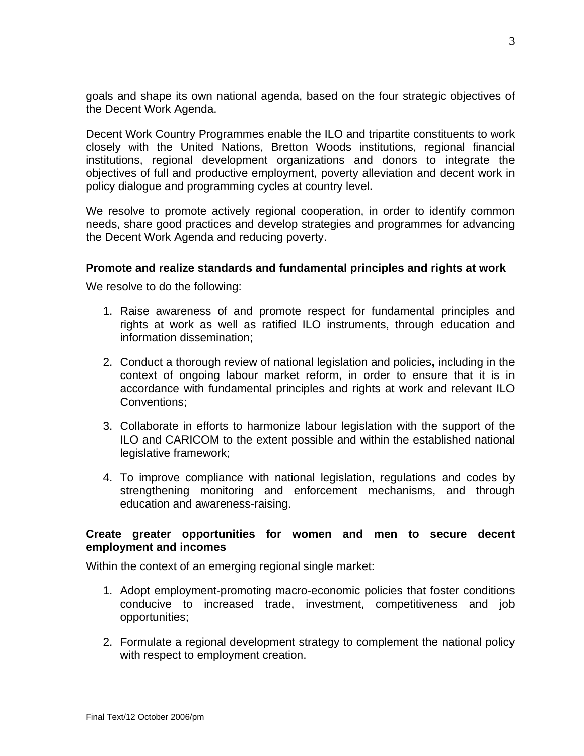goals and shape its own national agenda, based on the four strategic objectives of the Decent Work Agenda.

Decent Work Country Programmes enable the ILO and tripartite constituents to work closely with the United Nations, Bretton Woods institutions, regional financial institutions, regional development organizations and donors to integrate the objectives of full and productive employment, poverty alleviation and decent work in policy dialogue and programming cycles at country level.

We resolve to promote actively regional cooperation, in order to identify common needs, share good practices and develop strategies and programmes for advancing the Decent Work Agenda and reducing poverty.

**Promote and realize standards and fundamental principles and rights at work**

We resolve to do the following:

1. Raise awareness of and promote respect for fundamental principles and rights at work as well as ratified ILO instruments, through education and information dissemination;

2. Conduct a thorough review of national legislation and policies**,** including in the context of ongoing labour market reform, in order to ensure that it is in accordance with fundamental principles and rights at work and relevant ILO Conventions;

3. Collaborate in efforts to harmonize labour legislation with the support of the ILO and CARICOM to the extent possible and within the established national legislative framework;

4. To improve compliance with national legislation, regulations and codes by strengthening monitoring and enforcement mechanisms, and through education and awareness-raising.

**Create greater opportunities for women and men to secure decent employment and incomes**

Within the context of an emerging regional single market:

1. Adopt employment-promoting macro-economic policies that foster conditions conducive to increased trade, investment, competitiveness and job opportunities;

2. Formulate a regional development strategy to complement the national policy with respect to employment creation.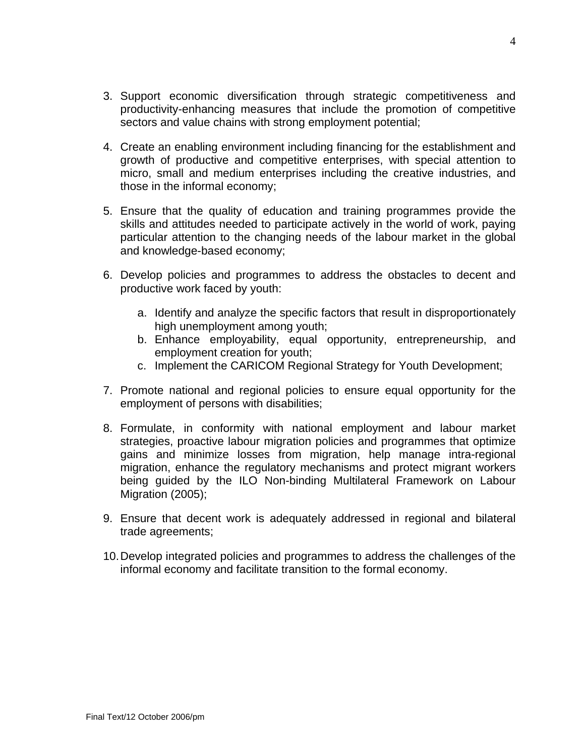3. Support economic diversification through strategic competitiveness and productivity-enhancing measures that include the promotion of competitive sectors and value chains with strong employment potential;

4. Create an enabling environment including financing for the establishment and growth of productive and competitive enterprises, with special attention to micro, small and medium enterprises including the creative industries, and those in the informal economy;

5. Ensure that the quality of education and training programmes provide the skills and attitudes needed to participate actively in the world of work, paying particular attention to the changing needs of the labour market in the global and knowledge-based economy;

6. Develop policies and programmes to address the obstacles to decent and productive work faced by youth:

   a. Identify and analyze the specific factors that result in disproportionately high unemployment among youth;
   b. Enhance employability, equal opportunity, entrepreneurship, and employment creation for youth;
   c. Implement the CARICOM Regional Strategy for Youth Development;

7. Promote national and regional policies to ensure equal opportunity for the employment of persons with disabilities;

8. Formulate, in conformity with national employment and labour market strategies, proactive labour migration policies and programmes that optimize gains and minimize losses from migration, help manage intra-regional migration, enhance the regulatory mechanisms and protect migrant workers being guided by the ILO Non-binding Multilateral Framework on Labour Migration (2005);

9. Ensure that decent work is adequately addressed in regional and bilateral trade agreements;

10. Develop integrated policies and programmes to address the challenges of the informal economy and facilitate transition to the formal economy.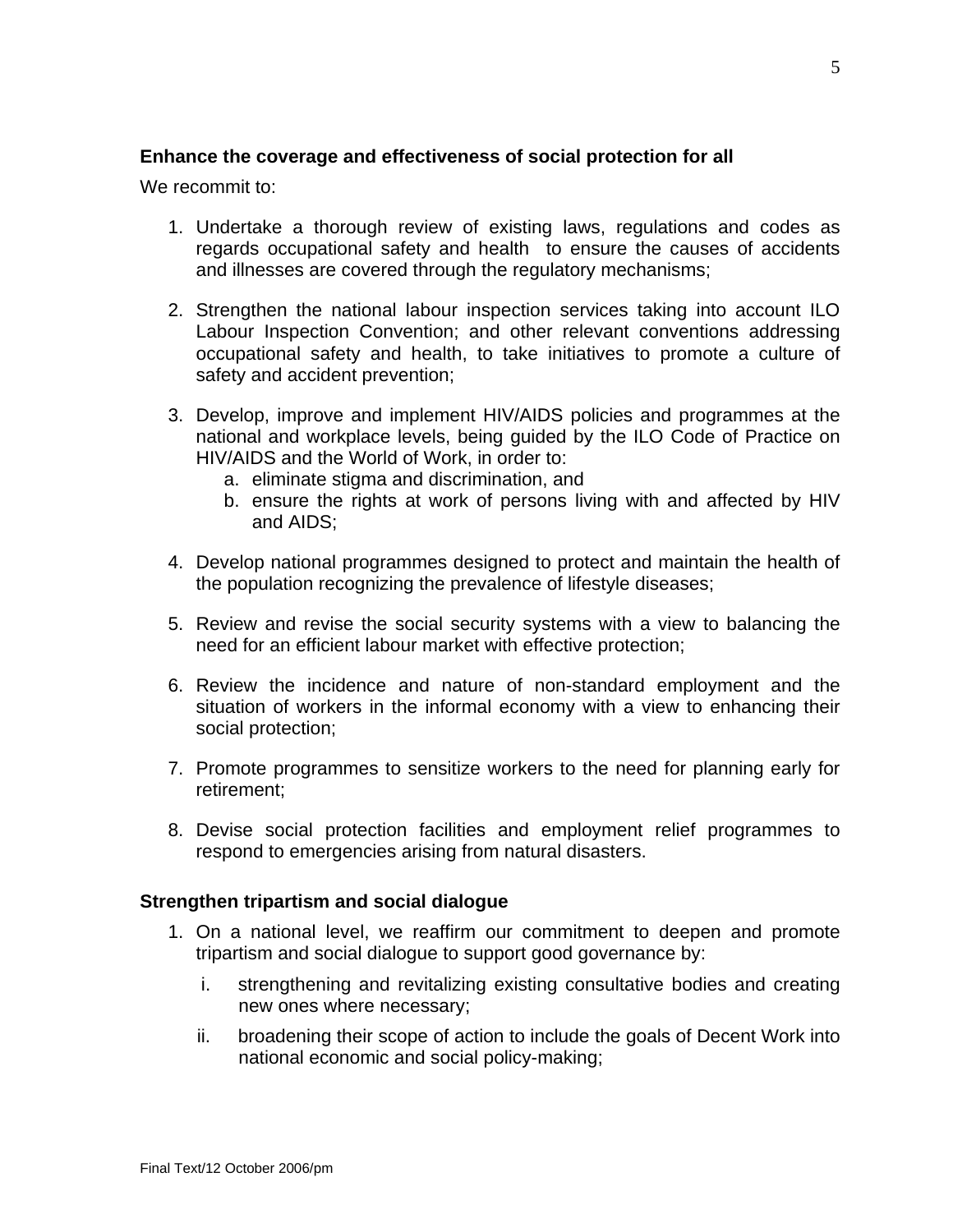**Enhance the coverage and effectiveness of social protection for all**

We recommit to:

1. Undertake a thorough review of existing laws, regulations and codes as regards occupational safety and health to ensure the causes of accidents and illnesses are covered through the regulatory mechanisms;

2. Strengthen the national labour inspection services taking into account ILO Labour Inspection Convention; and other relevant conventions addressing occupational safety and health, to take initiatives to promote a culture of safety and accident prevention;

3. Develop, improve and implement HIV/AIDS policies and programmes at the national and workplace levels, being guided by the ILO Code of Practice on HIV/AIDS and the World of Work, in order to:
   a. eliminate stigma and discrimination, and
   b. ensure the rights at work of persons living with and affected by HIV and AIDS;

4. Develop national programmes designed to protect and maintain the health of the population recognizing the prevalence of lifestyle diseases;

5. Review and revise the social security systems with a view to balancing the need for an efficient labour market with effective protection;

6. Review the incidence and nature of non-standard employment and the situation of workers in the informal economy with a view to enhancing their social protection;

7. Promote programmes to sensitize workers to the need for planning early for retirement;

8. Devise social protection facilities and employment relief programmes to respond to emergencies arising from natural disasters.

**Strengthen tripartism and social dialogue**

1. On a national level, we reaffirm our commitment to deepen and promote tripartism and social dialogue to support good governance by:

   i. strengthening and revitalizing existing consultative bodies and creating new ones where necessary;

   ii. broadening their scope of action to include the goals of Decent Work into national economic and social policy-making;

Final Text/12 October 2006/pm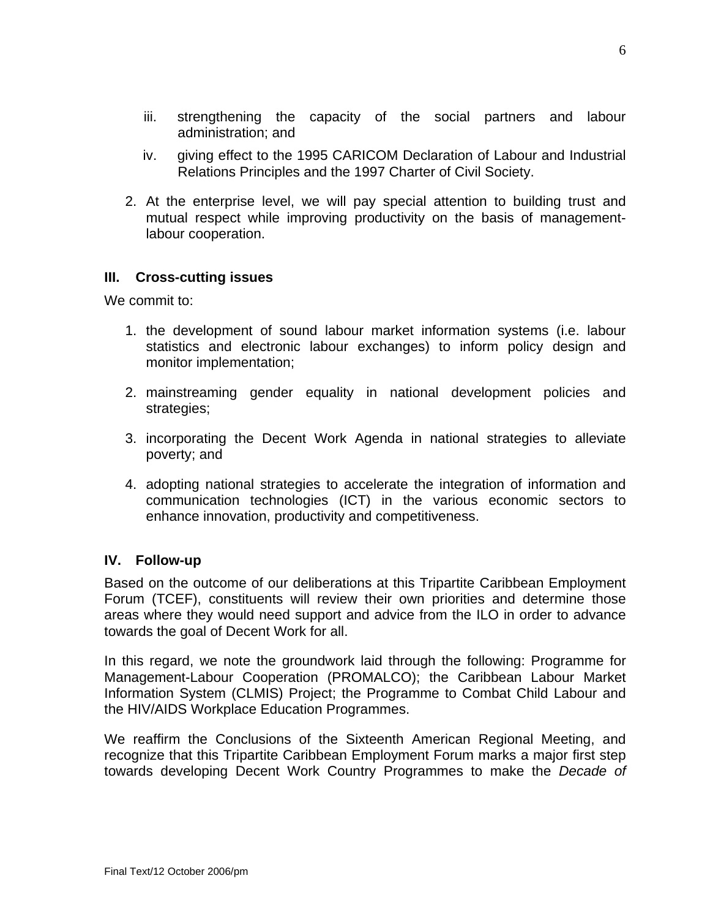iii. strengthening the capacity of the social partners and labour administration; and

iv. giving effect to the 1995 CARICOM Declaration of Labour and Industrial Relations Principles and the 1997 Charter of Civil Society.

2. At the enterprise level, we will pay special attention to building trust and mutual respect while improving productivity on the basis of management-labour cooperation.

### III. Cross-cutting issues

We commit to:

1. the development of sound labour market information systems (i.e. labour statistics and electronic labour exchanges) to inform policy design and monitor implementation;

2. mainstreaming gender equality in national development policies and strategies;

3. incorporating the Decent Work Agenda in national strategies to alleviate poverty; and

4. adopting national strategies to accelerate the integration of information and communication technologies (ICT) in the various economic sectors to enhance innovation, productivity and competitiveness.

### IV. Follow-up

Based on the outcome of our deliberations at this Tripartite Caribbean Employment Forum (TCEF), constituents will review their own priorities and determine those areas where they would need support and advice from the ILO in order to advance towards the goal of Decent Work for all.

In this regard, we note the groundwork laid through the following: Programme for Management-Labour Cooperation (PROMALCO); the Caribbean Labour Market Information System (CLMIS) Project; the Programme to Combat Child Labour and the HIV/AIDS Workplace Education Programmes.

We reaffirm the Conclusions of the Sixteenth American Regional Meeting, and recognize that this Tripartite Caribbean Employment Forum marks a major first step towards developing Decent Work Country Programmes to make the *Decade of*

Final Text/12 October 2006/pm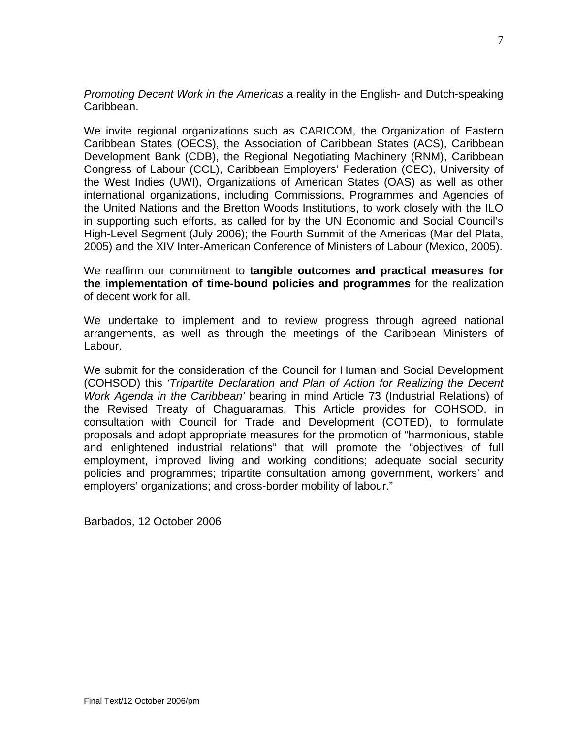*Promoting Decent Work in the Americas* a reality in the English- and Dutch-speaking Caribbean.

We invite regional organizations such as CARICOM, the Organization of Eastern Caribbean States (OECS), the Association of Caribbean States (ACS), Caribbean Development Bank (CDB), the Regional Negotiating Machinery (RNM), Caribbean Congress of Labour (CCL), Caribbean Employers' Federation (CEC), University of the West Indies (UWI), Organizations of American States (OAS) as well as other international organizations, including Commissions, Programmes and Agencies of the United Nations and the Bretton Woods Institutions, to work closely with the ILO in supporting such efforts, as called for by the UN Economic and Social Council's High-Level Segment (July 2006); the Fourth Summit of the Americas (Mar del Plata, 2005) and the XIV Inter-American Conference of Ministers of Labour (Mexico, 2005).

We reaffirm our commitment to **tangible outcomes and practical measures for the implementation of time-bound policies and programmes** for the realization of decent work for all.

We undertake to implement and to review progress through agreed national arrangements, as well as through the meetings of the Caribbean Ministers of Labour.

We submit for the consideration of the Council for Human and Social Development (COHSOD) this *'Tripartite Declaration and Plan of Action for Realizing the Decent Work Agenda in the Caribbean'* bearing in mind Article 73 (Industrial Relations) of the Revised Treaty of Chaguaramas. This Article provides for COHSOD, in consultation with Council for Trade and Development (COTED), to formulate proposals and adopt appropriate measures for the promotion of "harmonious, stable and enlightened industrial relations" that will promote the "objectives of full employment, improved living and working conditions; adequate social security policies and programmes; tripartite consultation among government, workers' and employers' organizations; and cross-border mobility of labour."

Barbados, 12 October 2006